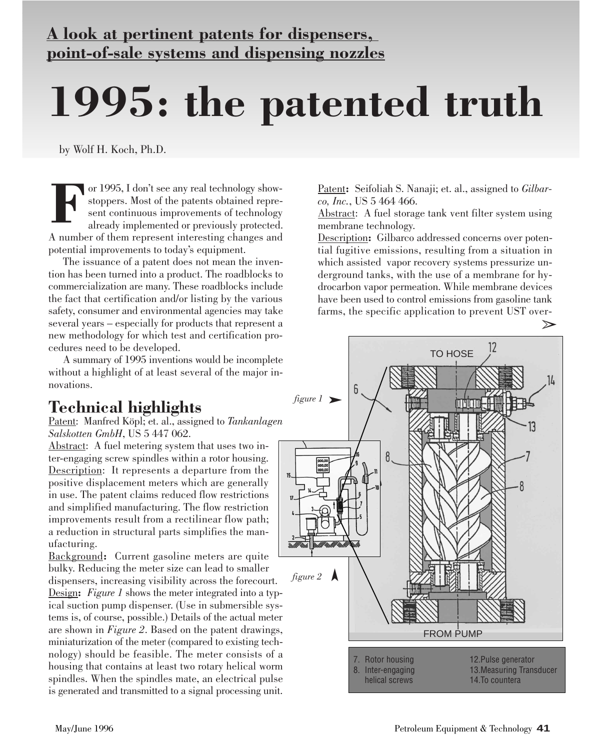**A look at pertinent patents for dispensers, point-of-sale systems and dispensing nozzles**

# 1995: the patented truth

by Wolf H. Koch, Ph.D.

For 1995, I don't see any real technology show-stoppers. Most of the patents obtained represent continuous improvements of technology already implemented or previously protected. A number of them represent interesting changes and potential improvements to today's equipment.

The issuance of a patent does not mean the invention has been turned into a product. The roadblocks to commercialization are many. These roadblocks include the fact that certification and/or listing by the various safety, consumer and environmental agencies may take several years – especially for products that represent a new methodology for which test and certification procedures need to be developed.

A summary of 1995 inventions would be incomplete without a highlight of at least several of the major innovations.

## Technical highlights

Patent: Manfred Köpl; et. al., assigned to *Tankanlagen Salskotten GmbH*, US 5 447 062.

Abstract: A fuel metering system that uses two inter-engaging screw spindles within a rotor housing.

Description: It represents a departure from the positive displacement meters which are generally in use. The patent claims reduced flow restrictions and simplified manufacturing. The flow restriction improvements result from a rectilinear flow path; a reduction in structural parts simplifies the manufacturing.

Background**:** Current gasoline meters are quite bulky. Reducing the meter size can lead to smaller dispensers, increasing visibility across the forecourt.

Design**:** *Figure 1* shows the meter integrated into a typical suction pump dispenser. (Use in submersible systems is, of course, possible.) Details of the actual meter are shown in *Figure 2*. Based on the patent drawings, miniaturization of the meter (compared to existing technology) should be feasible. The meter consists of a housing that contains at least two rotary helical worm spindles. When the spindles mate, an electrical pulse is generated and transmitted to a signal processing unit.

Patent**:** Seifoliah S. Nanaji; et. al., assigned to *Gilbarco, Inc.*, US 5 464 466.

Abstract: A fuel storage tank vent filter system using membrane technology.

Description**:** Gilbarco addressed concerns over potential fugitive emissions, resulting from a situation in which assisted vapor recovery systems pressurize underground tanks, with the use of a membrane for hydrocarbon vapor permeation. While membrane devices have been used to control emissions from gasoline tank farms, the specific application to prevent UST over-

*figure 1*

*figure 2*

7. Rotor housing
8. Inter-engaging helical screws
12. Pulse generator
13. Measuring Transducer
14. To countera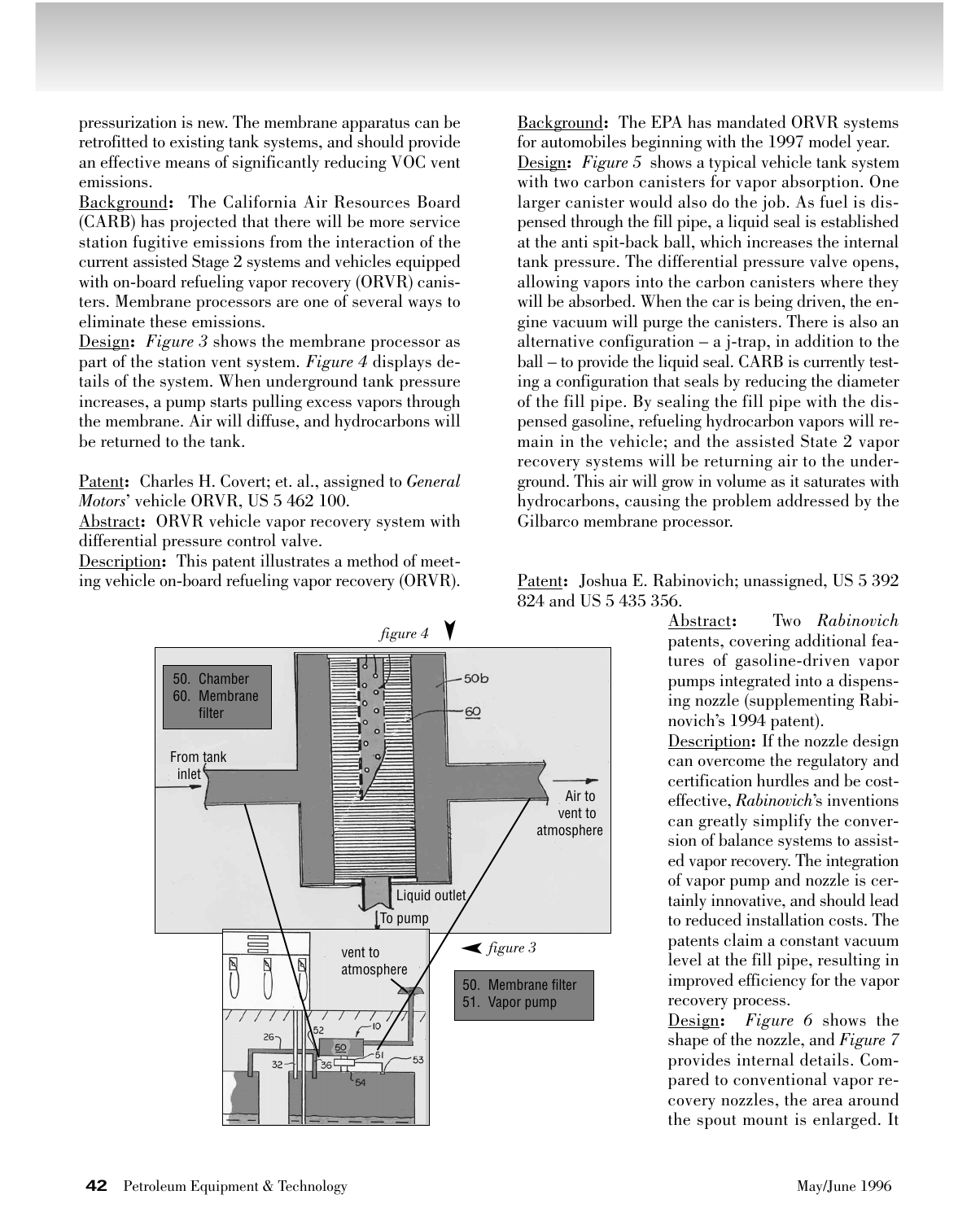pressurization is new. The membrane apparatus can be retrofitted to existing tank systems, and should provide an effective means of significantly reducing VOC vent emissions.

Background: The California Air Resources Board (CARB) has projected that there will be more service station fugitive emissions from the interaction of the current assisted Stage 2 systems and vehicles equipped with on-board refueling vapor recovery (ORVR) canisters. Membrane processors are one of several ways to eliminate these emissions.

Design: *Figure 3* shows the membrane processor as part of the station vent system. *Figure 4* displays details of the system. When underground tank pressure increases, a pump starts pulling excess vapors through the membrane. Air will diffuse, and hydrocarbons will be returned to the tank.

Patent: Charles H. Covert; et. al., assigned to *General Motors*' vehicle ORVR, US 5 462 100.

Abstract: ORVR vehicle vapor recovery system with differential pressure control valve.

Description: This patent illustrates a method of meeting vehicle on-board refueling vapor recovery (ORVR).

*figure 4*

50. Chamber
60. Membrane filter

*figure 3*

50. Membrane filter
51. Vapor pump

Background: The EPA has mandated ORVR systems for automobiles beginning with the 1997 model year.

Design: *Figure 5* shows a typical vehicle tank system with two carbon canisters for vapor absorption. One larger canister would also do the job. As fuel is dispensed through the fill pipe, a liquid seal is established at the anti spit-back ball, which increases the internal tank pressure. The differential pressure valve opens, allowing vapors into the carbon canisters where they will be absorbed. When the car is being driven, the engine vacuum will purge the canisters. There is also an alternative configuration – a j-trap, in addition to the ball – to provide the liquid seal. CARB is currently testing a configuration that seals by reducing the diameter of the fill pipe. By sealing the fill pipe with the dispensed gasoline, refueling hydrocarbon vapors will remain in the vehicle; and the assisted State 2 vapor recovery systems will be returning air to the underground. This air will grow in volume as it saturates with hydrocarbons, causing the problem addressed by the Gilbarco membrane processor.

Patent: Joshua E. Rabinovich; unassigned, US 5 392 824 and US 5 435 356.

Abstract: Two *Rabinovich* patents, covering additional features of gasoline-driven vapor pumps integrated into a dispensing nozzle (supplementing Rabinovich's 1994 patent).

Description: If the nozzle design can overcome the regulatory and certification hurdles and be cost-effective, *Rabinovich*'s inventions can greatly simplify the conversion of balance systems to assisted vapor recovery. The integration of vapor pump and nozzle is certainly innovative, and should lead to reduced installation costs. The patents claim a constant vacuum level at the fill pipe, resulting in improved efficiency for the vapor recovery process.

Design: *Figure 6* shows the shape of the nozzle, and *Figure 7* provides internal details. Compared to conventional vapor recovery nozzles, the area around the spout mount is enlarged. It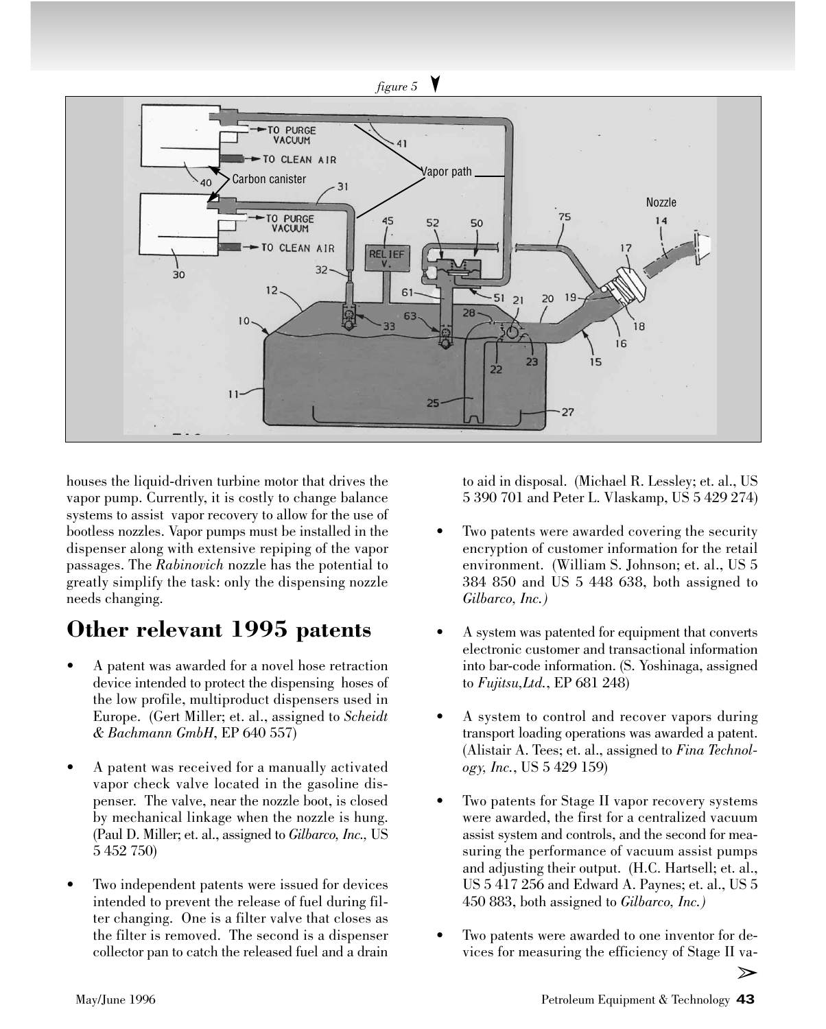*figure 5*

houses the liquid-driven turbine motor that drives the vapor pump. Currently, it is costly to change balance systems to assist vapor recovery to allow for the use of bootless nozzles. Vapor pumps must be installed in the dispenser along with extensive repiping of the vapor passages. The *Rabinovich* nozzle has the potential to greatly simplify the task: only the dispensing nozzle needs changing.

## Other relevant 1995 patents

- A patent was awarded for a novel hose retraction device intended to protect the dispensing hoses of the low profile, multiproduct dispensers used in Europe. (Gert Miller; et. al., assigned to *Scheidt & Bachmann GmbH*, EP 640 557)

- A patent was received for a manually activated vapor check valve located in the gasoline dispenser. The valve, near the nozzle boot, is closed by mechanical linkage when the nozzle is hung. (Paul D. Miller; et. al., assigned to *Gilbarco, Inc.,* US 5 452 750)

- Two independent patents were issued for devices intended to prevent the release of fuel during filter changing. One is a filter valve that closes as the filter is removed. The second is a dispenser collector pan to catch the released fuel and a drain to aid in disposal. (Michael R. Lessley; et. al., US 5 390 701 and Peter L. Vlaskamp, US 5 429 274)

- Two patents were awarded covering the security encryption of customer information for the retail environment. (William S. Johnson; et. al., US 5 384 850 and US 5 448 638, both assigned to *Gilbarco, Inc.)*

- A system was patented for equipment that converts electronic customer and transactional information into bar-code information. (S. Yoshinaga, assigned to *Fujitsu,Ltd.*, EP 681 248)

- A system to control and recover vapors during transport loading operations was awarded a patent. (Alistair A. Tees; et. al., assigned to *Fina Technology, Inc.*, US 5 429 159)

- Two patents for Stage II vapor recovery systems were awarded, the first for a centralized vacuum assist system and controls, and the second for measuring the performance of vacuum assist pumps and adjusting their output. (H.C. Hartsell; et. al., US 5 417 256 and Edward A. Paynes; et. al., US 5 450 883, both assigned to *Gilbarco, Inc.)*

- Two patents were awarded to one inventor for devices for measuring the efficiency of Stage II va-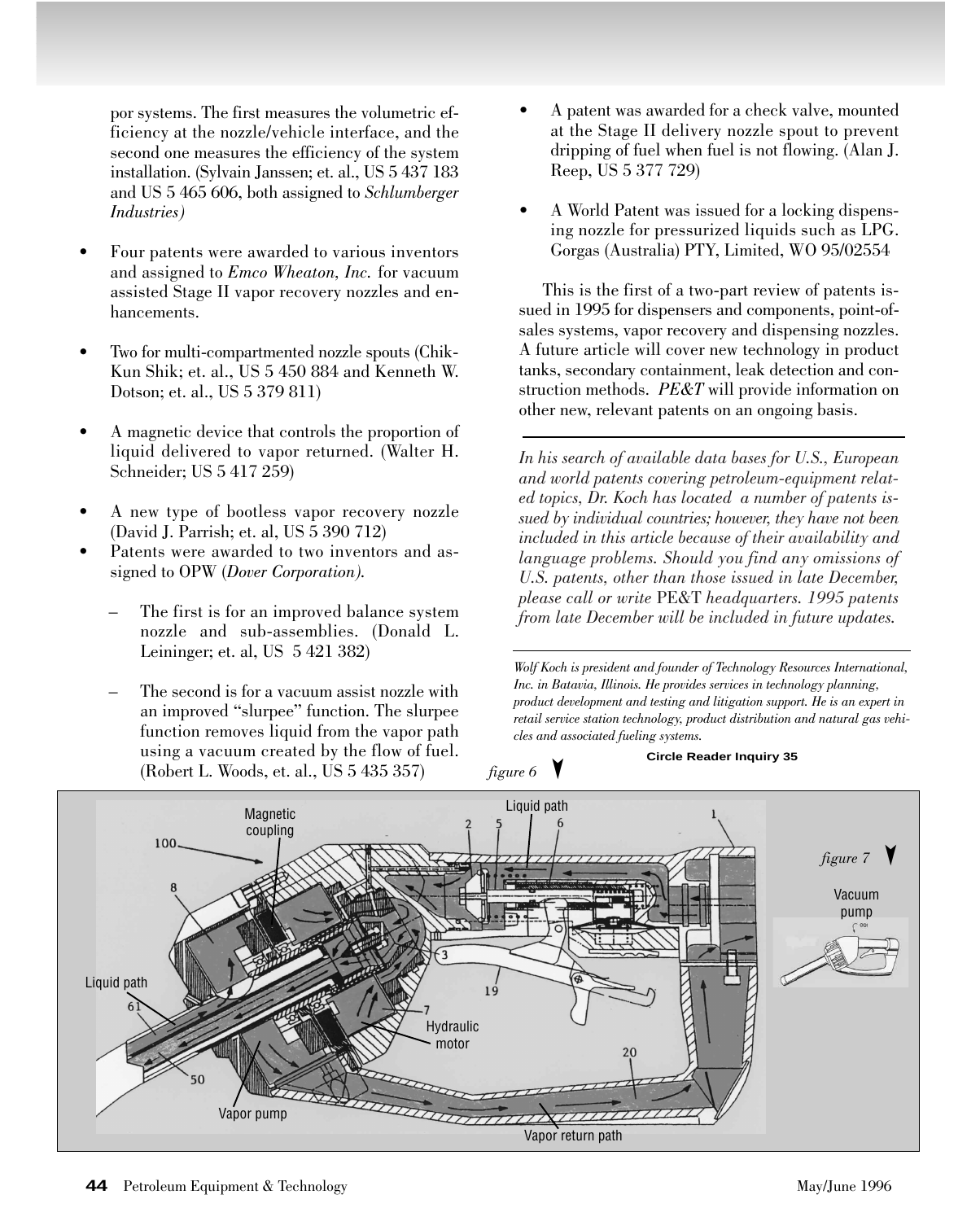por systems. The first measures the volumetric efficiency at the nozzle/vehicle interface, and the second one measures the efficiency of the system installation. (Sylvain Janssen; et. al., US 5 437 183 and US 5 465 606, both assigned to *Schlumberger Industries)*

- Four patents were awarded to various inventors and assigned to *Emco Wheaton, Inc.* for vacuum assisted Stage II vapor recovery nozzles and enhancements.

- Two for multi-compartmented nozzle spouts (Chik-Kun Shik; et. al., US 5 450 884 and Kenneth W. Dotson; et. al., US 5 379 811)

- A magnetic device that controls the proportion of liquid delivered to vapor returned. (Walter H. Schneider; US 5 417 259)

- A new type of bootless vapor recovery nozzle (David J. Parrish; et. al, US 5 390 712)
- Patents were awarded to two inventors and assigned to OPW (*Dover Corporation).*

  – The first is for an improved balance system nozzle and sub-assemblies. (Donald L. Leininger; et. al, US 5 421 382)

  – The second is for a vacuum assist nozzle with an improved "slurpee" function. The slurpee function removes liquid from the vapor path using a vacuum created by the flow of fuel. (Robert L. Woods, et. al., US 5 435 357)

- A patent was awarded for a check valve, mounted at the Stage II delivery nozzle spout to prevent dripping of fuel when fuel is not flowing. (Alan J. Reep, US 5 377 729)

- A World Patent was issued for a locking dispensing nozzle for pressurized liquids such as LPG. Gorgas (Australia) PTY, Limited, WO 95/02554

This is the first of a two-part review of patents issued in 1995 for dispensers and components, point-of-sales systems, vapor recovery and dispensing nozzles. A future article will cover new technology in product tanks, secondary containment, leak detection and construction methods. *PE&T* will provide information on other new, relevant patents on an ongoing basis.

---

*In his search of available data bases for U.S., European and world patents covering petroleum-equipment related topics, Dr. Koch has located a number of patents issued by individual countries; however, they have not been included in this article because of their availability and language problems. Should you find any omissions of U.S. patents, other than those issued in late December, please call or write* PE&T *headquarters. 1995 patents from late December will be included in future updates.*

---

*Wolf Koch is president and founder of Technology Resources International, Inc. in Batavia, Illinois. He provides services in technology planning, product development and testing and litigation support. He is an expert in retail service station technology, product distribution and natural gas vehicles and associated fueling systems.*

**Circle Reader Inquiry 35**

*figure 6*

*figure 7*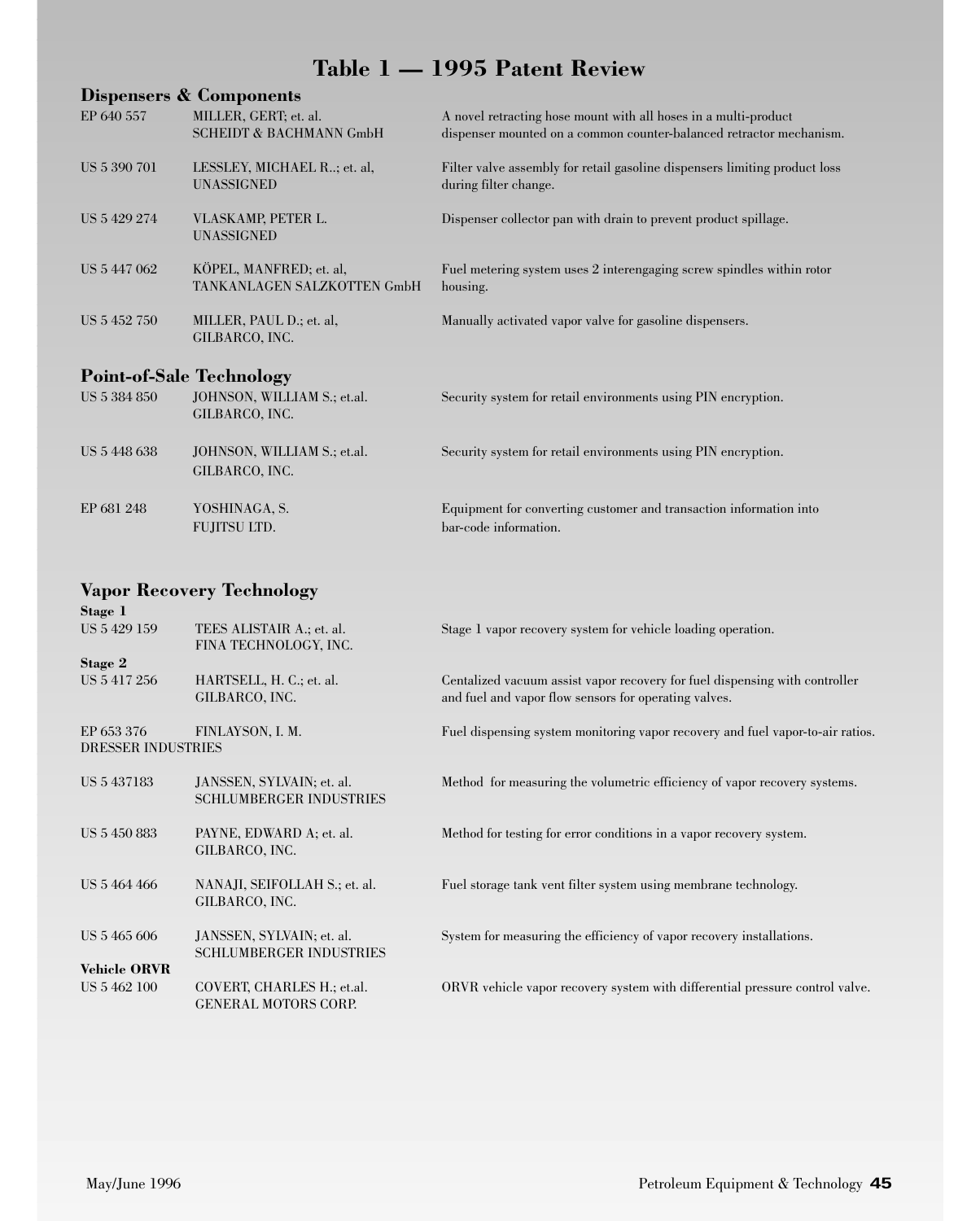# Table 1 — 1995 Patent Review

## Dispensers & Components

| | | |
|---|---|---|
| EP 640 557 | MILLER, GERT; et. al. SCHEIDT & BACHMANN GmbH | A novel retracting hose mount with all hoses in a multi-product dispenser mounted on a common counter-balanced retractor mechanism. |
| US 5 390 701 | LESSLEY, MICHAEL R..; et. al, UNASSIGNED | Filter valve assembly for retail gasoline dispensers limiting product loss during filter change. |
| US 5 429 274 | VLASKAMP, PETER L. UNASSIGNED | Dispenser collector pan with drain to prevent product spillage. |
| US 5 447 062 | KÖPEL, MANFRED; et. al, TANKANLAGEN SALZKOTTEN GmbH | Fuel metering system uses 2 interengaging screw spindles within rotor housing. |
| US 5 452 750 | MILLER, PAUL D.; et. al, GILBARCO, INC. | Manually activated vapor valve for gasoline dispensers. |

## Point-of-Sale Technology

| | | |
|---|---|---|
| US 5 384 850 | JOHNSON, WILLIAM S.; et.al. GILBARCO, INC. | Security system for retail environments using PIN encryption. |
| US 5 448 638 | JOHNSON, WILLIAM S.; et.al. GILBARCO, INC. | Security system for retail environments using PIN encryption. |
| EP 681 248 | YOSHINAGA, S. FUJITSU LTD. | Equipment for converting customer and transaction information into bar-code information. |

## Vapor Recovery Technology

**Stage 1**

| | | |
|---|---|---|
| US 5 429 159 | TEES ALISTAIR A.; et. al. FINA TECHNOLOGY, INC. | Stage 1 vapor recovery system for vehicle loading operation. |

**Stage 2**

| | | |
|---|---|---|
| US 5 417 256 | HARTSELL, H. C.; et. al. GILBARCO, INC. | Centalized vacuum assist vapor recovery for fuel dispensing with controller and fuel and vapor flow sensors for operating valves. |
| EP 653 376 | FINLAYSON, I. M. DRESSER INDUSTRIES | Fuel dispensing system monitoring vapor recovery and fuel vapor-to-air ratios. |
| US 5 437183 | JANSSEN, SYLVAIN; et. al. SCHLUMBERGER INDUSTRIES | Method for measuring the volumetric efficiency of vapor recovery systems. |
| US 5 450 883 | PAYNE, EDWARD A; et. al. GILBARCO, INC. | Method for testing for error conditions in a vapor recovery system. |
| US 5 464 466 | NANAJI, SEIFOLLAH S.; et. al. GILBARCO, INC. | Fuel storage tank vent filter system using membrane technology. |
| US 5 465 606 | JANSSEN, SYLVAIN; et. al. SCHLUMBERGER INDUSTRIES | System for measuring the efficiency of vapor recovery installations. |

**Vehicle ORVR**

| | | |
|---|---|---|
| US 5 462 100 | COVERT, CHARLES H.; et.al. GENERAL MOTORS CORP. | ORVR vehicle vapor recovery system with differential pressure control valve. |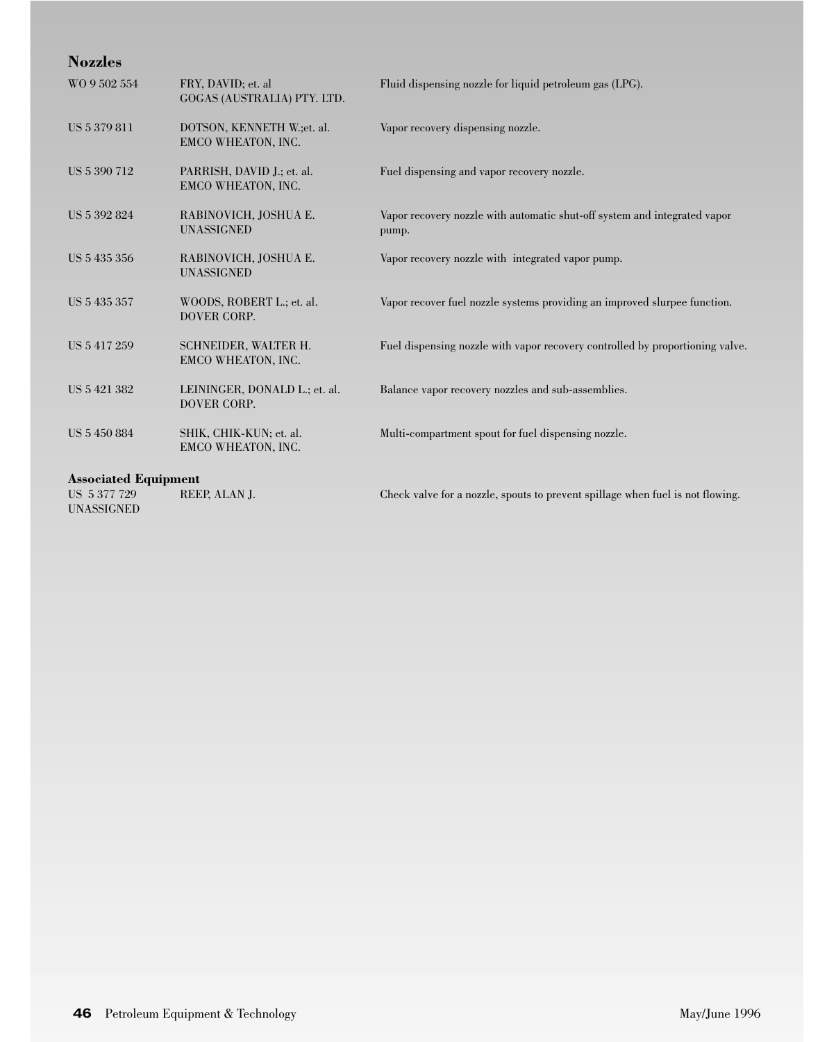## Nozzles

| | | |
|---|---|---|
| WO 9 502 554 | FRY, DAVID; et. al<br>GOGAS (AUSTRALIA) PTY. LTD. | Fluid dispensing nozzle for liquid petroleum gas (LPG). |
| US 5 379 811 | DOTSON, KENNETH W.;et. al.<br>EMCO WHEATON, INC. | Vapor recovery dispensing nozzle. |
| US 5 390 712 | PARRISH, DAVID J.; et. al.<br>EMCO WHEATON, INC. | Fuel dispensing and vapor recovery nozzle. |
| US 5 392 824 | RABINOVICH, JOSHUA E.<br>UNASSIGNED | Vapor recovery nozzle with automatic shut-off system and integrated vapor pump. |
| US 5 435 356 | RABINOVICH, JOSHUA E.<br>UNASSIGNED | Vapor recovery nozzle with integrated vapor pump. |
| US 5 435 357 | WOODS, ROBERT L.; et. al.<br>DOVER CORP. | Vapor recover fuel nozzle systems providing an improved slurpee function. |
| US 5 417 259 | SCHNEIDER, WALTER H.<br>EMCO WHEATON, INC. | Fuel dispensing nozzle with vapor recovery controlled by proportioning valve. |
| US 5 421 382 | LEININGER, DONALD L.; et. al.<br>DOVER CORP. | Balance vapor recovery nozzles and sub-assemblies. |
| US 5 450 884 | SHIK, CHIK-KUN; et. al.<br>EMCO WHEATON, INC. | Multi-compartment spout for fuel dispensing nozzle. |

## Associated Equipment

| | | |
|---|---|---|
| US 5 377 729<br>UNASSIGNED | REEP, ALAN J. | Check valve for a nozzle, spouts to prevent spillage when fuel is not flowing. |